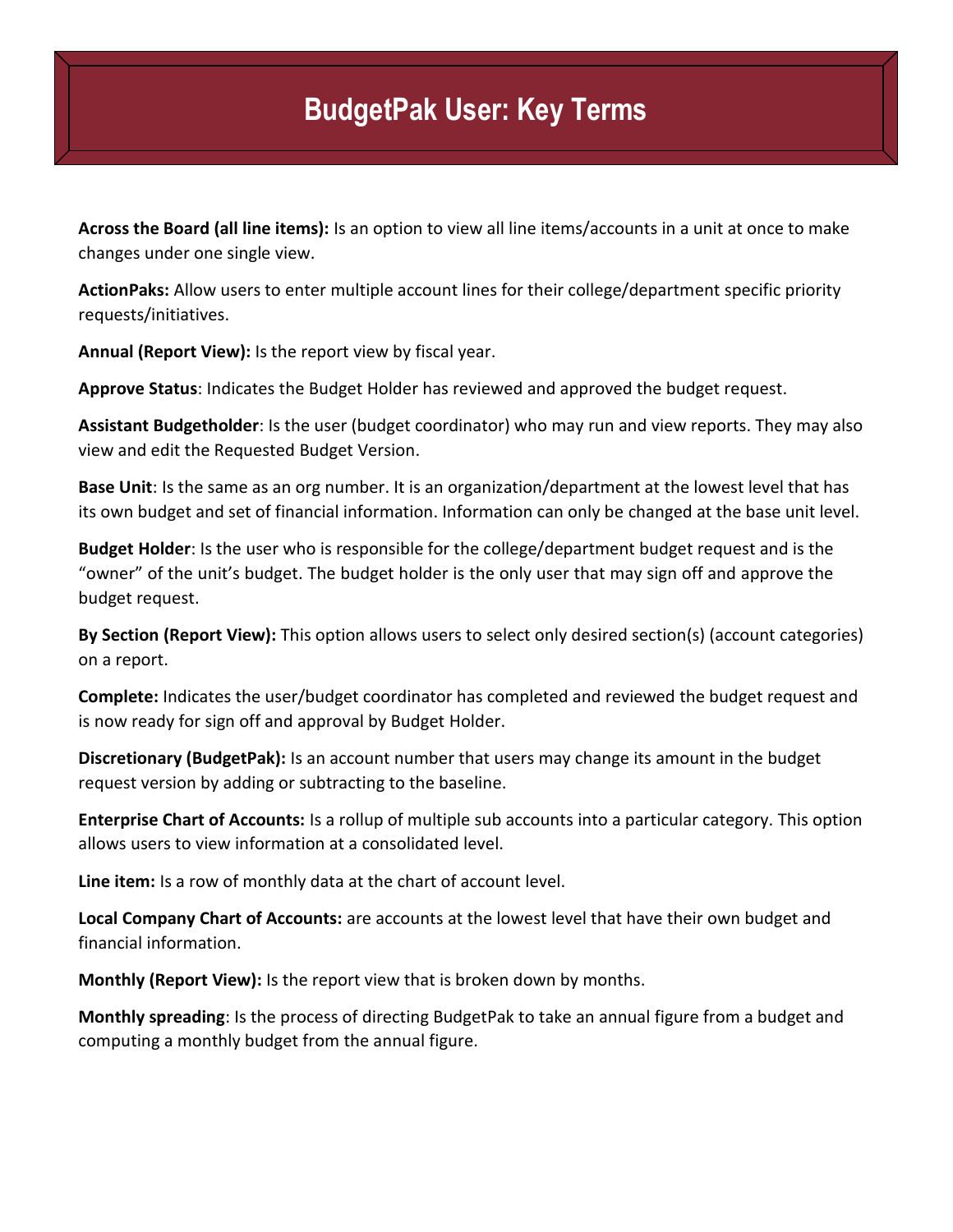# BudgetPak User: Key Terms

**Across the Board (all line items):** Is an option to view all line items/accounts in a unit at once to make changes under one single view.

**ActionPaks:** Allow users to enter multiple account lines for their college/department specific priority requests/initiatives.

**Annual (Report View):** Is the report view by fiscal year.

**Approve Status**: Indicates the Budget Holder has reviewed and approved the budget request.

**Assistant Budgetholder**: Is the user (budget coordinator) who may run and view reports. They may also view and edit the Requested Budget Version.

**Base Unit**: Is the same as an org number. It is an organization/department at the lowest level that has its own budget and set of financial information. Information can only be changed at the base unit level.

**Budget Holder**: Is the user who is responsible for the college/department budget request and is the "owner" of the unit's budget. The budget holder is the only user that may sign off and approve the budget request.

**By Section (Report View):** This option allows users to select only desired section(s) (account categories) on a report.

**Complete:** Indicates the user/budget coordinator has completed and reviewed the budget request and is now ready for sign off and approval by Budget Holder.

**Discretionary (BudgetPak):** Is an account number that users may change its amount in the budget request version by adding or subtracting to the baseline.

**Enterprise Chart of Accounts:** Is a rollup of multiple sub accounts into a particular category. This option allows users to view information at a consolidated level.

**Line item:** Is a row of monthly data at the chart of account level.

**Local Company Chart of Accounts:** are accounts at the lowest level that have their own budget and financial information.

**Monthly (Report View):** Is the report view that is broken down by months.

**Monthly spreading**: Is the process of directing BudgetPak to take an annual figure from a budget and computing a monthly budget from the annual figure.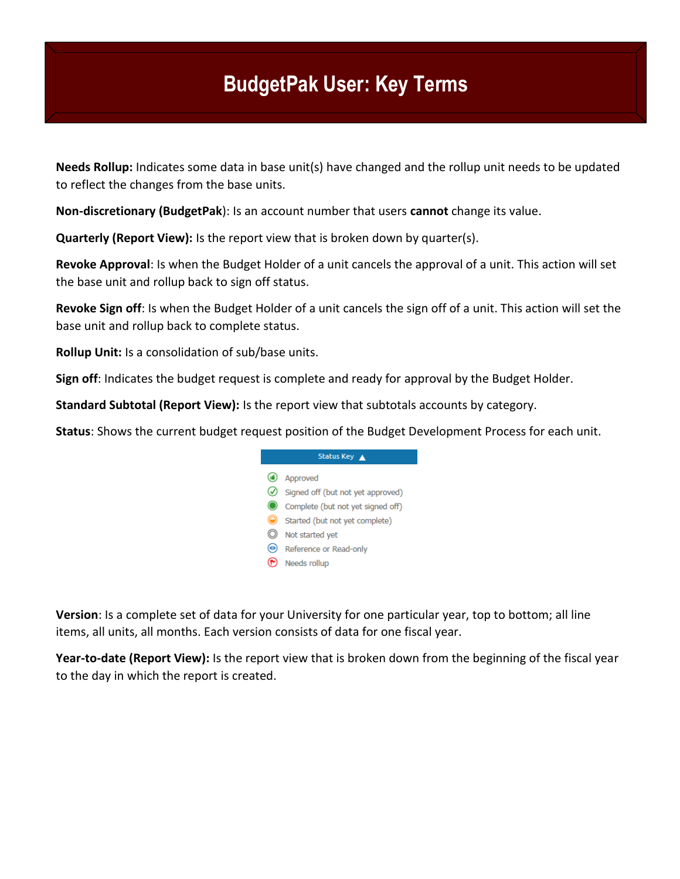# BudgetPak User: Key Terms

**Needs Rollup:** Indicates some data in base unit(s) have changed and the rollup unit needs to be updated to reflect the changes from the base units.

**Non-discretionary (BudgetPak**): Is an account number that users **cannot** change its value.

**Quarterly (Report View):** Is the report view that is broken down by quarter(s).

**Revoke Approval**: Is when the Budget Holder of a unit cancels the approval of a unit. This action will set the base unit and rollup back to sign off status.

**Revoke Sign off**: Is when the Budget Holder of a unit cancels the sign off of a unit. This action will set the base unit and rollup back to complete status.

**Rollup Unit:** Is a consolidation of sub/base units.

**Sign off**: Indicates the budget request is complete and ready for approval by the Budget Holder.

**Standard Subtotal (Report View):** Is the report view that subtotals accounts by category.

**Status**: Shows the current budget request position of the Budget Development Process for each unit.

Status Key ▲

- Approved
- Signed off (but not yet approved)
- Complete (but not yet signed off)
- Started (but not yet complete)
- Not started yet
- Reference or Read-only
- Needs rollup

**Version**: Is a complete set of data for your University for one particular year, top to bottom; all line items, all units, all months. Each version consists of data for one fiscal year.

**Year-to-date (Report View):** Is the report view that is broken down from the beginning of the fiscal year to the day in which the report is created.